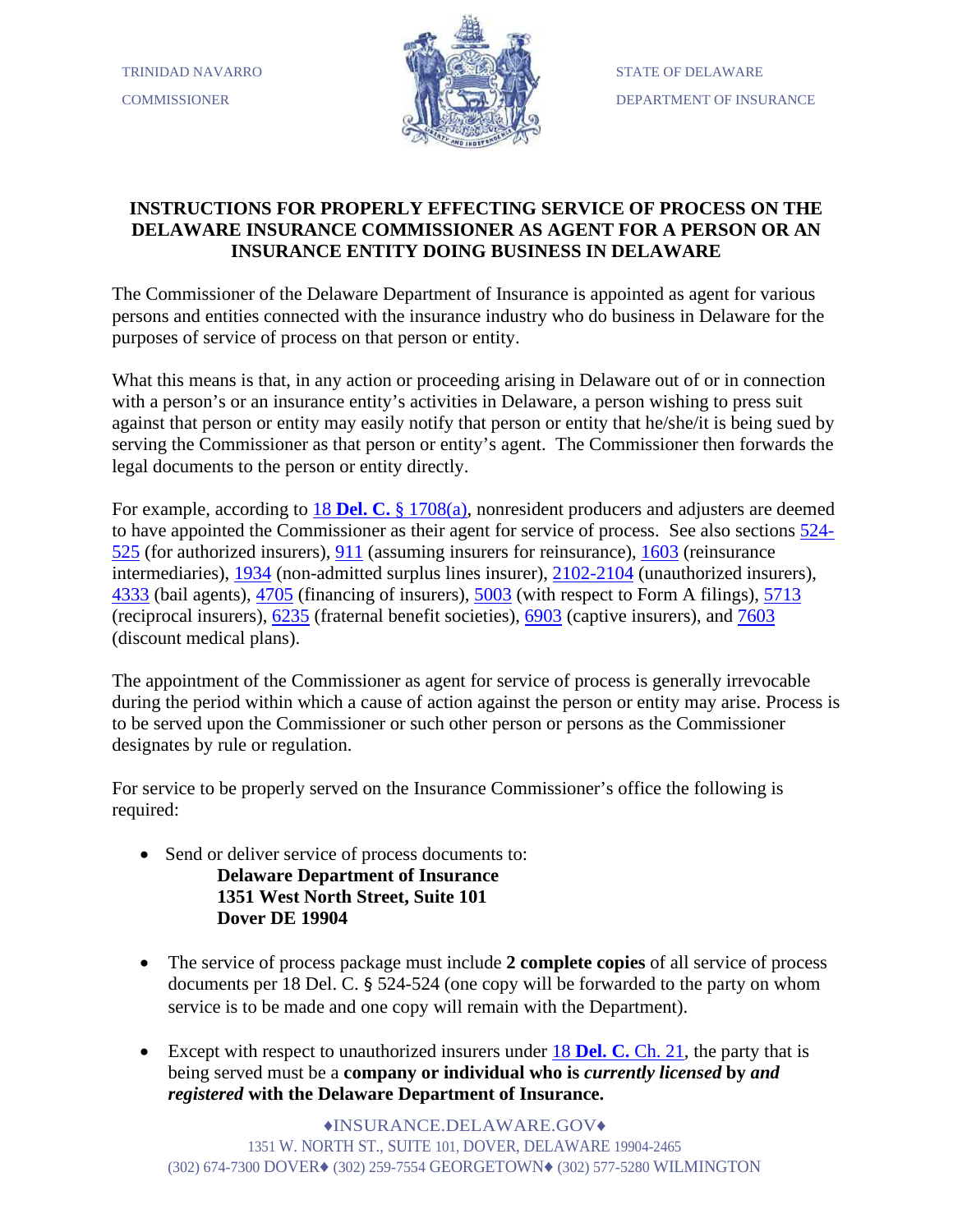TRINIDAD NAVARRO

COMMISSIONER

STATE OF DELAWARE

DEPARTMENT OF INSURANCE

# INSTRUCTIONS FOR PROPERLY EFFECTING SERVICE OF PROCESS ON THE DELAWARE INSURANCE COMMISSIONER AS AGENT FOR A PERSON OR AN INSURANCE ENTITY DOING BUSINESS IN DELAWARE

The Commissioner of the Delaware Department of Insurance is appointed as agent for various persons and entities connected with the insurance industry who do business in Delaware for the purposes of service of process on that person or entity.

What this means is that, in any action or proceeding arising in Delaware out of or in connection with a person's or an insurance entity's activities in Delaware, a person wishing to press suit against that person or entity may easily notify that person or entity that he/she/it is being sued by serving the Commissioner as that person or entity's agent. The Commissioner then forwards the legal documents to the person or entity directly.

For example, according to 18 **Del. C.** § 1708(a), nonresident producers and adjusters are deemed to have appointed the Commissioner as their agent for service of process. See also sections 524-525 (for authorized insurers), 911 (assuming insurers for reinsurance), 1603 (reinsurance intermediaries), 1934 (non-admitted surplus lines insurer), 2102-2104 (unauthorized insurers), 4333 (bail agents), 4705 (financing of insurers), 5003 (with respect to Form A filings), 5713 (reciprocal insurers), 6235 (fraternal benefit societies), 6903 (captive insurers), and 7603 (discount medical plans).

The appointment of the Commissioner as agent for service of process is generally irrevocable during the period within which a cause of action against the person or entity may arise. Process is to be served upon the Commissioner or such other person or persons as the Commissioner designates by rule or regulation.

For service to be properly served on the Insurance Commissioner's office the following is required:

- Send or deliver service of process documents to:  
  **Delaware Department of Insurance**  
  **1351 West North Street, Suite 101**  
  **Dover DE 19904**

- The service of process package must include **2 complete copies** of all service of process documents per 18 Del. C. § 524-524 (one copy will be forwarded to the party on whom service is to be made and one copy will remain with the Department).

- Except with respect to unauthorized insurers under 18 **Del. C.** Ch. 21, the party that is being served must be a **company or individual who is *currently licensed* by *and registered* with the Delaware Department of Insurance.**

♦INSURANCE.DELAWARE.GOV♦
1351 W. NORTH ST., SUITE 101, DOVER, DELAWARE 19904-2465
(302) 674-7300 DOVER♦ (302) 259-7554 GEORGETOWN♦ (302) 577-5280 WILMINGTON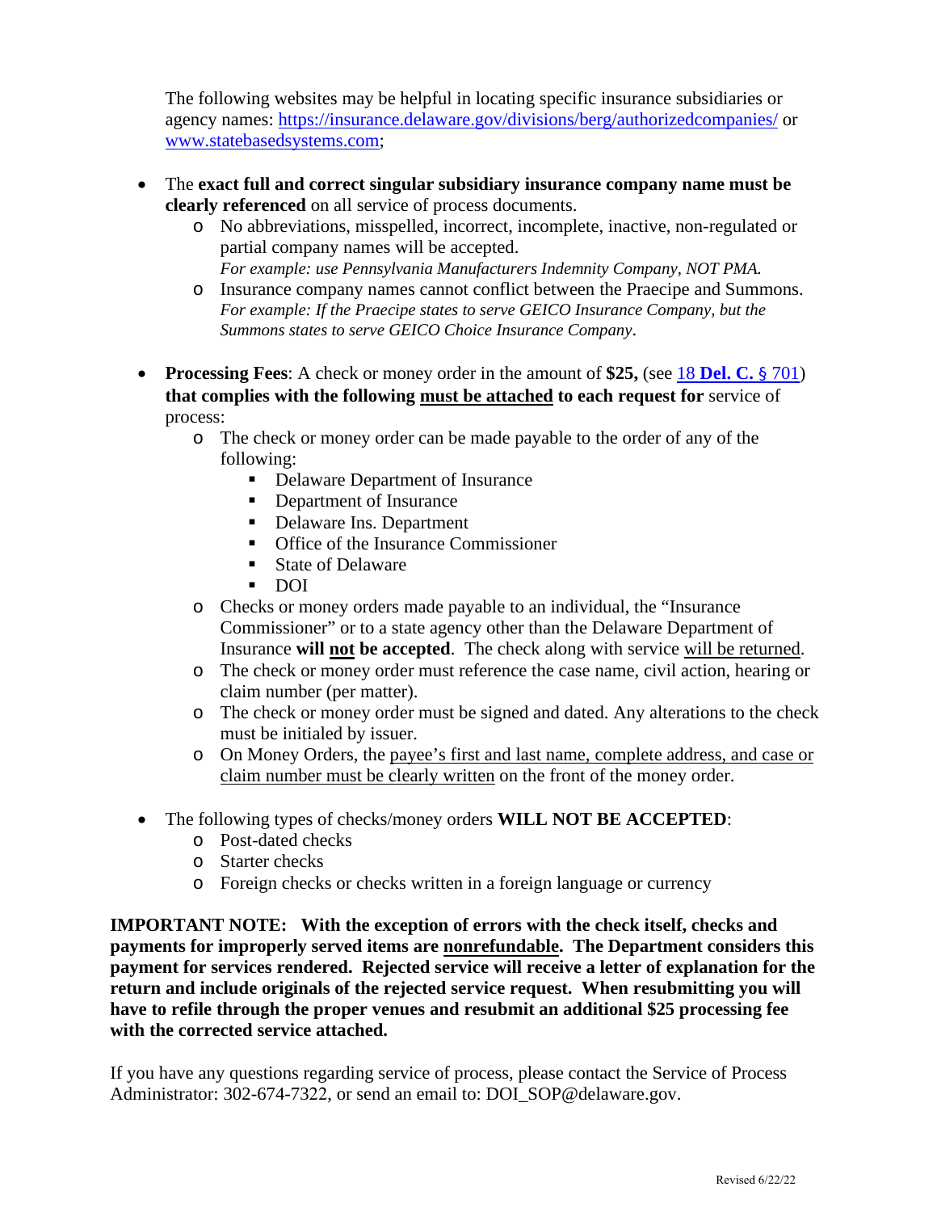The following websites may be helpful in locating specific insurance subsidiaries or agency names: https://insurance.delaware.gov/divisions/berg/authorizedcompanies/ or www.statebasedsystems.com;

- The **exact full and correct singular subsidiary insurance company name must be clearly referenced** on all service of process documents.
  - No abbreviations, misspelled, incorrect, incomplete, inactive, non-regulated or partial company names will be accepted.
    *For example: use Pennsylvania Manufacturers Indemnity Company, NOT PMA.*
  - Insurance company names cannot conflict between the Praecipe and Summons.
    *For example: If the Praecipe states to serve GEICO Insurance Company, but the Summons states to serve GEICO Choice Insurance Company*.

- **Processing Fees**: A check or money order in the amount of **$25,** (see 18 **Del. C.** § 701) **that complies with the following must be attached to each request for** service of process:
  - The check or money order can be made payable to the order of any of the following:
    - Delaware Department of Insurance
    - Department of Insurance
    - Delaware Ins. Department
    - Office of the Insurance Commissioner
    - State of Delaware
    - DOI
  - Checks or money orders made payable to an individual, the "Insurance Commissioner" or to a state agency other than the Delaware Department of Insurance **will not be accepted**. The check along with service will be returned.
  - The check or money order must reference the case name, civil action, hearing or claim number (per matter).
  - The check or money order must be signed and dated. Any alterations to the check must be initialed by issuer.
  - On Money Orders, the payee's first and last name, complete address, and case or claim number must be clearly written on the front of the money order.

- The following types of checks/money orders **WILL NOT BE ACCEPTED**:
  - Post-dated checks
  - Starter checks
  - Foreign checks or checks written in a foreign language or currency

**IMPORTANT NOTE: With the exception of errors with the check itself, checks and payments for improperly served items are nonrefundable. The Department considers this payment for services rendered. Rejected service will receive a letter of explanation for the return and include originals of the rejected service request. When resubmitting you will have to refile through the proper venues and resubmit an additional $25 processing fee with the corrected service attached.**

If you have any questions regarding service of process, please contact the Service of Process Administrator: 302-674-7322, or send an email to: DOI_SOP@delaware.gov.

Revised 6/22/22